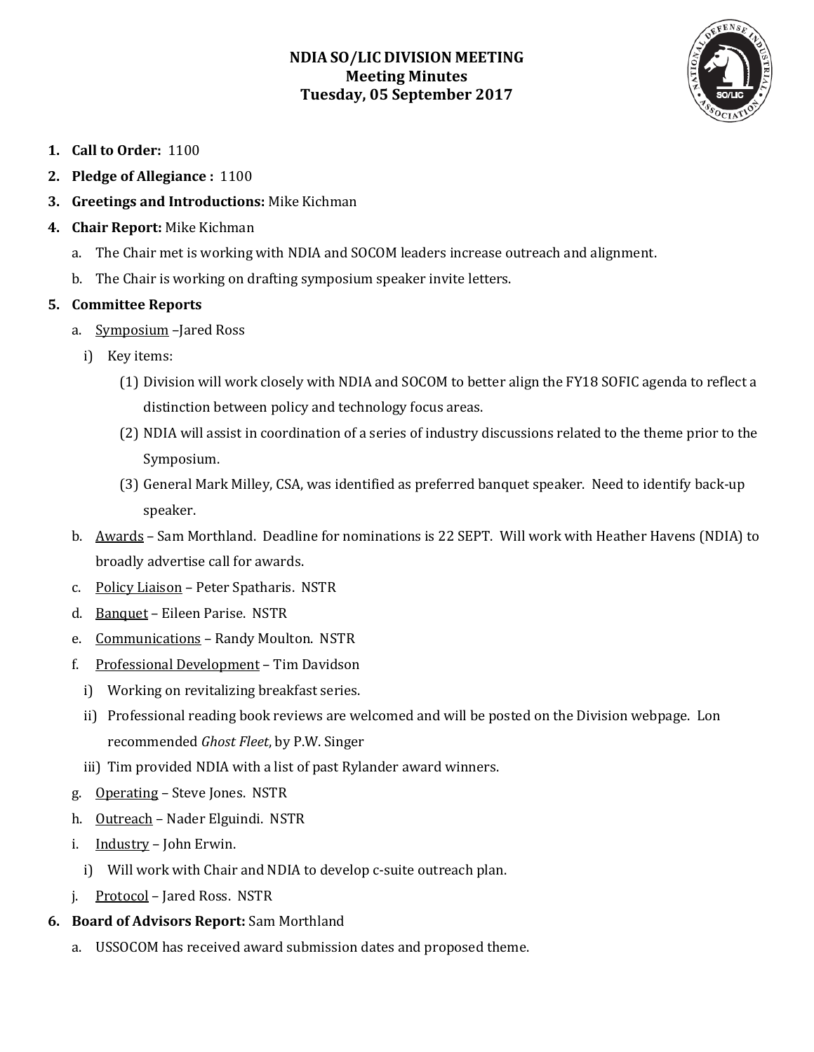# NDIA SO/LIC DIVISION MEETING
## Meeting Minutes
## Tuesday, 05 September 2017

1. **Call to Order:** 1100
2. **Pledge of Allegiance :** 1100
3. **Greetings and Introductions:** Mike Kichman
4. **Chair Report:** Mike Kichman
   a. The Chair met is working with NDIA and SOCOM leaders increase outreach and alignment.
   b. The Chair is working on drafting symposium speaker invite letters.
5. **Committee Reports**
   a. Symposium –Jared Ross
      i) Key items:
         (1) Division will work closely with NDIA and SOCOM to better align the FY18 SOFIC agenda to reflect a distinction between policy and technology focus areas.
         (2) NDIA will assist in coordination of a series of industry discussions related to the theme prior to the Symposium.
         (3) General Mark Milley, CSA, was identified as preferred banquet speaker. Need to identify back-up speaker.
   b. Awards – Sam Morthland. Deadline for nominations is 22 SEPT. Will work with Heather Havens (NDIA) to broadly advertise call for awards.
   c. Policy Liaison – Peter Spatharis. NSTR
   d. Banquet – Eileen Parise. NSTR
   e. Communications – Randy Moulton. NSTR
   f. Professional Development – Tim Davidson
      i) Working on revitalizing breakfast series.
      ii) Professional reading book reviews are welcomed and will be posted on the Division webpage. Lon recommended *Ghost Fleet*, by P.W. Singer
      iii) Tim provided NDIA with a list of past Rylander award winners.
   g. Operating – Steve Jones. NSTR
   h. Outreach – Nader Elguindi. NSTR
   i. Industry – John Erwin.
      i) Will work with Chair and NDIA to develop c-suite outreach plan.
   j. Protocol – Jared Ross. NSTR
6. **Board of Advisors Report:** Sam Morthland
   a. USSOCOM has received award submission dates and proposed theme.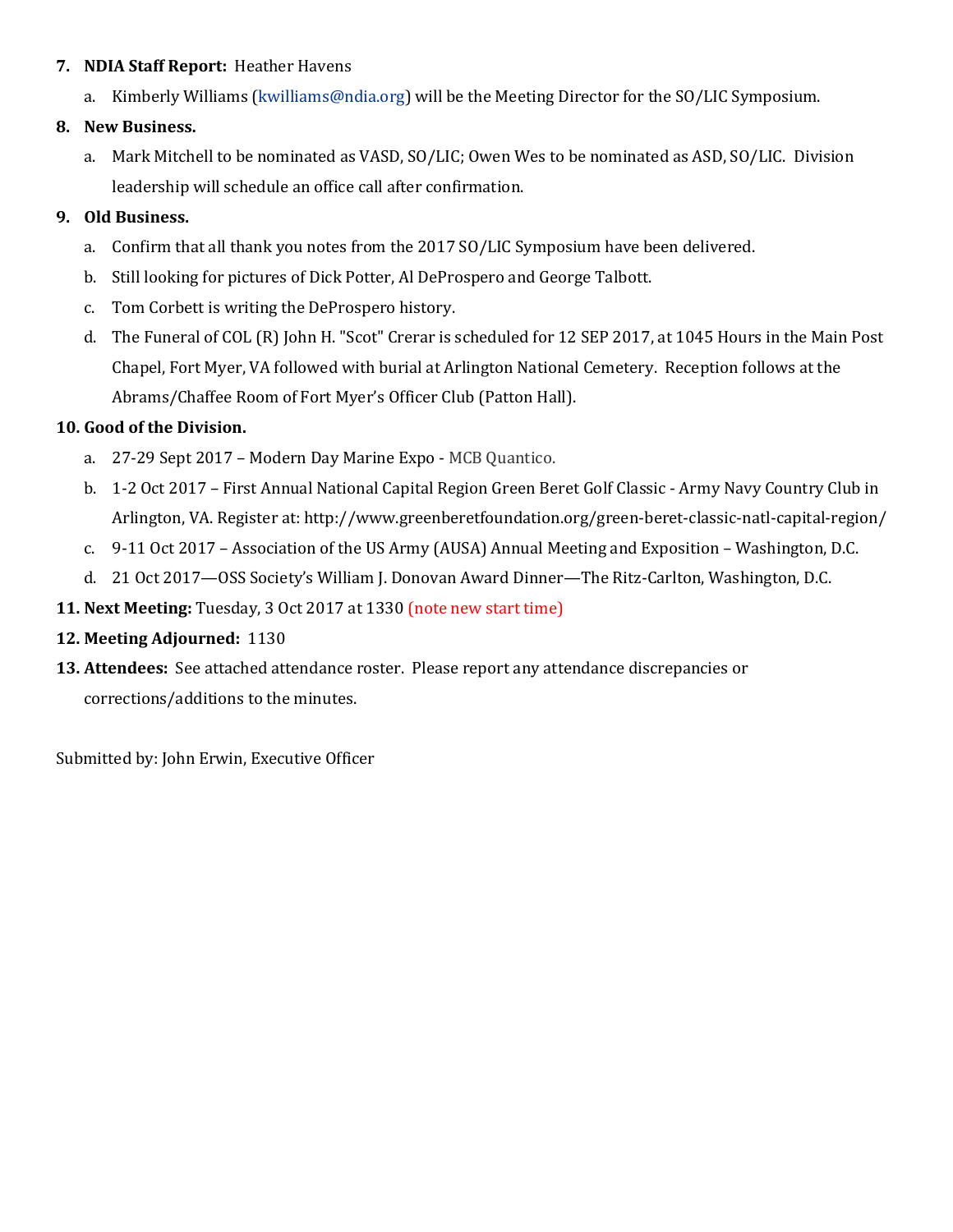7. **NDIA Staff Report:** Heather Havens

   a. Kimberly Williams (kwilliams@ndia.org) will be the Meeting Director for the SO/LIC Symposium.

8. **New Business.**

   a. Mark Mitchell to be nominated as VASD, SO/LIC; Owen Wes to be nominated as ASD, SO/LIC. Division leadership will schedule an office call after confirmation.

9. **Old Business.**

   a. Confirm that all thank you notes from the 2017 SO/LIC Symposium have been delivered.

   b. Still looking for pictures of Dick Potter, Al DeProspero and George Talbott.

   c. Tom Corbett is writing the DeProspero history.

   d. The Funeral of COL (R) John H. "Scot" Crerar is scheduled for 12 SEP 2017, at 1045 Hours in the Main Post Chapel, Fort Myer, VA followed with burial at Arlington National Cemetery. Reception follows at the Abrams/Chaffee Room of Fort Myer's Officer Club (Patton Hall).

10. **Good of the Division.**

    a. 27-29 Sept 2017 – Modern Day Marine Expo - MCB Quantico.

    b. 1-2 Oct 2017 – First Annual National Capital Region Green Beret Golf Classic - Army Navy Country Club in Arlington, VA. Register at: http://www.greenberetfoundation.org/green-beret-classic-natl-capital-region/

    c. 9-11 Oct 2017 – Association of the US Army (AUSA) Annual Meeting and Exposition – Washington, D.C.

    d. 21 Oct 2017—OSS Society's William J. Donovan Award Dinner—The Ritz-Carlton, Washington, D.C.

11. **Next Meeting:** Tuesday, 3 Oct 2017 at 1330 (note new start time)

12. **Meeting Adjourned:** 1130

13. **Attendees:** See attached attendance roster. Please report any attendance discrepancies or corrections/additions to the minutes.

Submitted by: John Erwin, Executive Officer